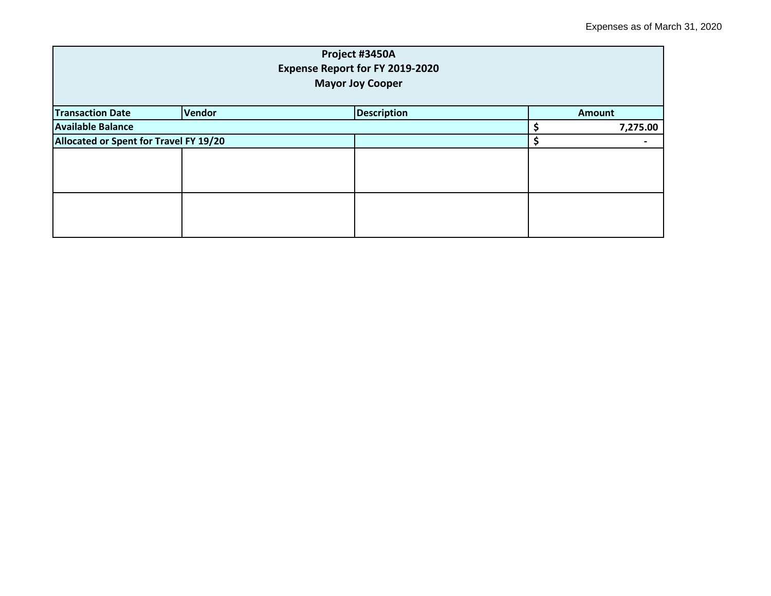Expenses as of March 31, 2020

| Project #3450A<br>Expense Report for FY 2019-2020<br>Mayor Joy Cooper | | | |
|---|---|---|---|
| **Transaction Date** | **Vendor** | **Description** | **Amount** |
| **Available Balance** | | | **$ 7,275.00** |
| **Allocated or Spent for Travel FY 19/20** | | | **$ -** |
| | | | |
| | | | |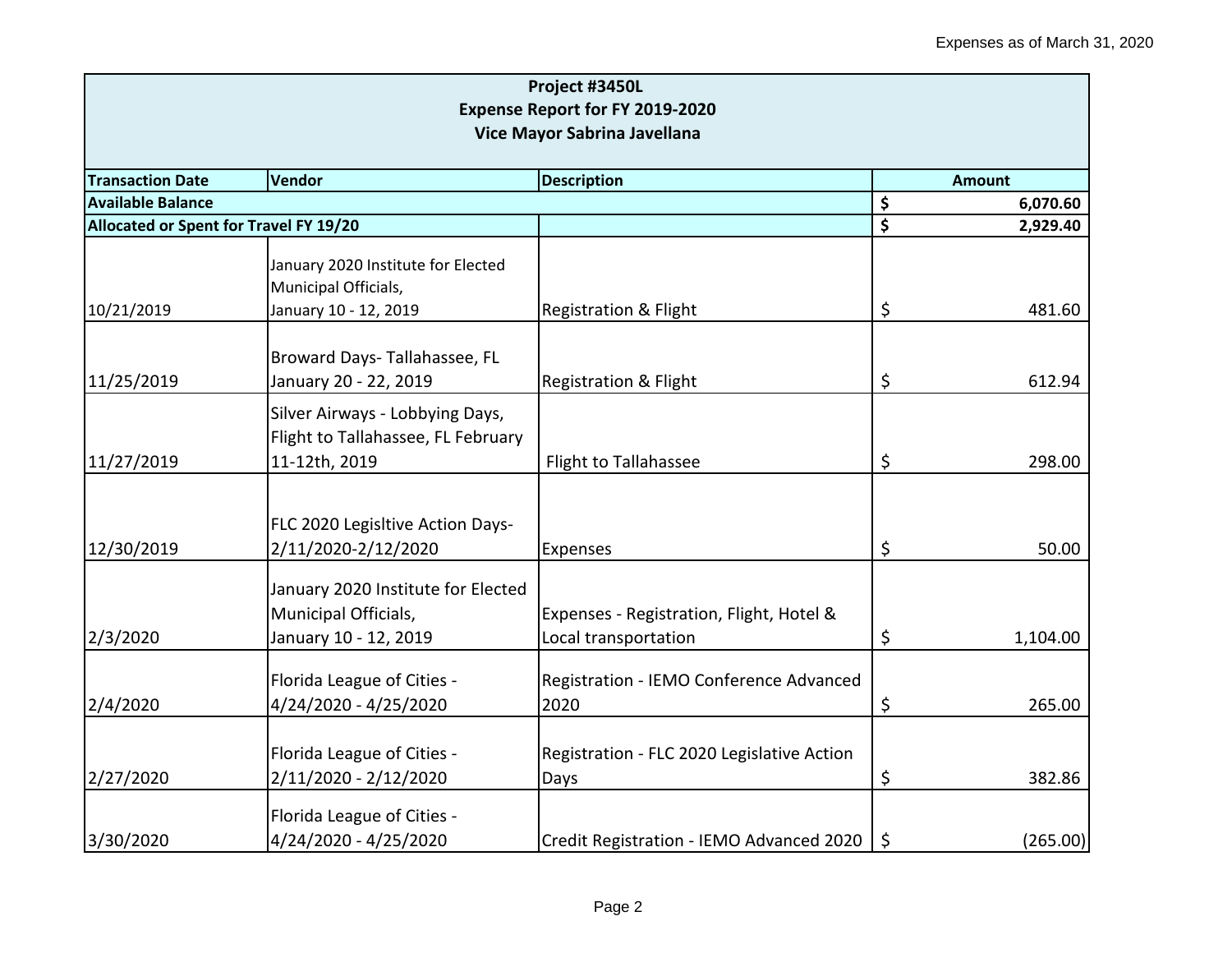Expenses as of March 31, 2020

| Project #3450L<br>Expense Report for FY 2019-2020<br>Vice Mayor Sabrina Javellana | | | |
|---|---|---|---|
| **Transaction Date** | **Vendor** | **Description** | **Amount** |
| **Available Balance** | | | **$ 6,070.60** |
| **Allocated or Spent for Travel FY 19/20** | | | **$ 2,929.40** |
| 10/21/2019 | January 2020 Institute for Elected Municipal Officials, January 10 - 12, 2019 | Registration & Flight | $ 481.60 |
| 11/25/2019 | Broward Days- Tallahassee, FL January 20 - 22, 2019 | Registration & Flight | $ 612.94 |
| 11/27/2019 | Silver Airways - Lobbying Days, Flight to Tallahassee, FL February 11-12th, 2019 | Flight to Tallahassee | $ 298.00 |
| 12/30/2019 | FLC 2020 Legisltive Action Days- 2/11/2020-2/12/2020 | Expenses | $ 50.00 |
| 2/3/2020 | January 2020 Institute for Elected Municipal Officials, January 10 - 12, 2019 | Expenses - Registration, Flight, Hotel & Local transportation | $ 1,104.00 |
| 2/4/2020 | Florida League of Cities - 4/24/2020 - 4/25/2020 | Registration - IEMO Conference Advanced 2020 | $ 265.00 |
| 2/27/2020 | Florida League of Cities - 2/11/2020 - 2/12/2020 | Registration - FLC 2020 Legislative Action Days | $ 382.86 |
| 3/30/2020 | Florida League of Cities - 4/24/2020 - 4/25/2020 | Credit Registration - IEMO Advanced 2020 | $ (265.00) |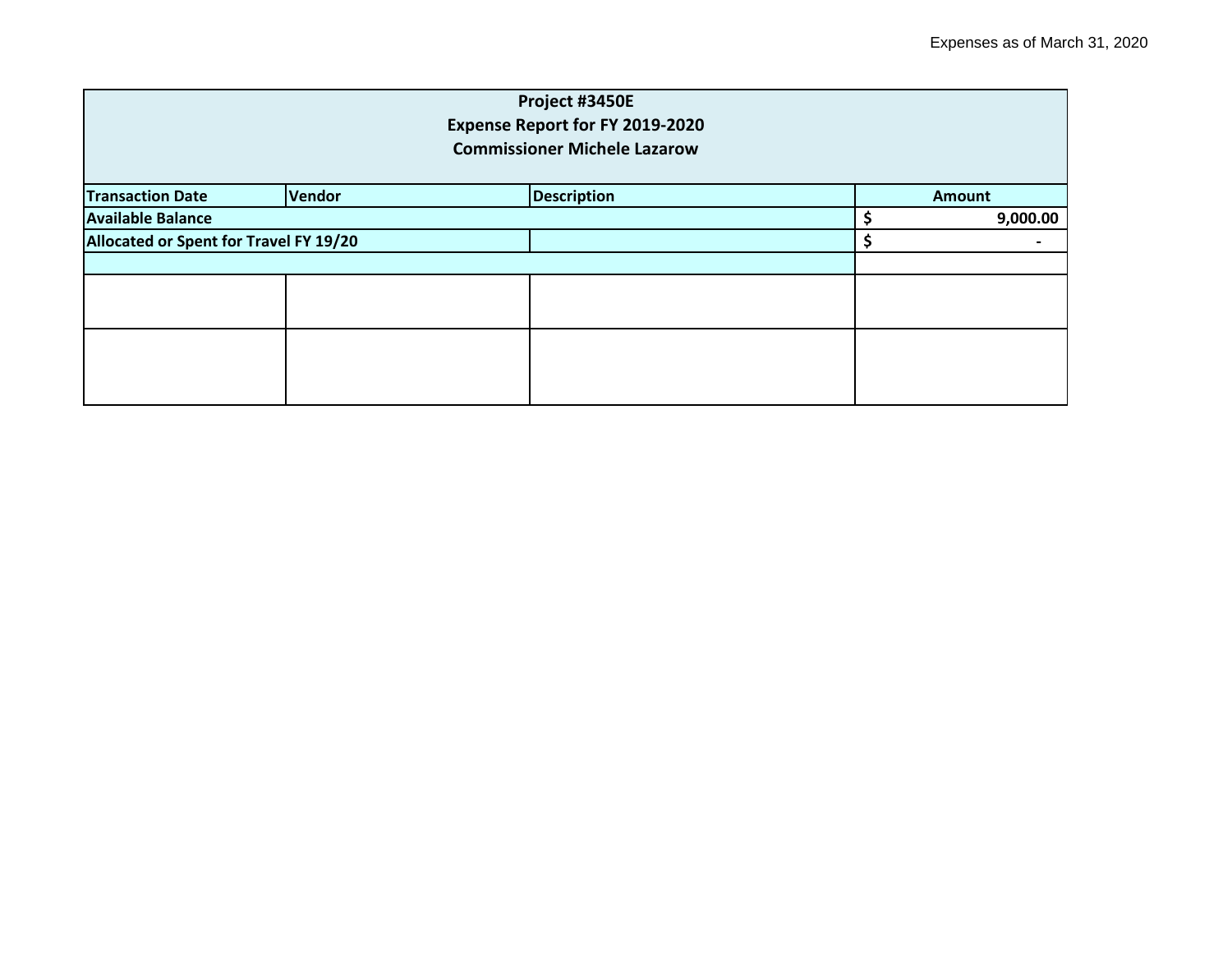Expenses as of March 31, 2020

| Project #3450E<br>Expense Report for FY 2019-2020<br>Commissioner Michele Lazarow | | | |
|---|---|---|---|
| **Transaction Date** | **Vendor** | **Description** | **Amount** |
| **Available Balance** | | | **$ 9,000.00** |
| **Allocated or Spent for Travel FY 19/20** | | | **$ -** |
| | | | |
| | | | |
| | | | |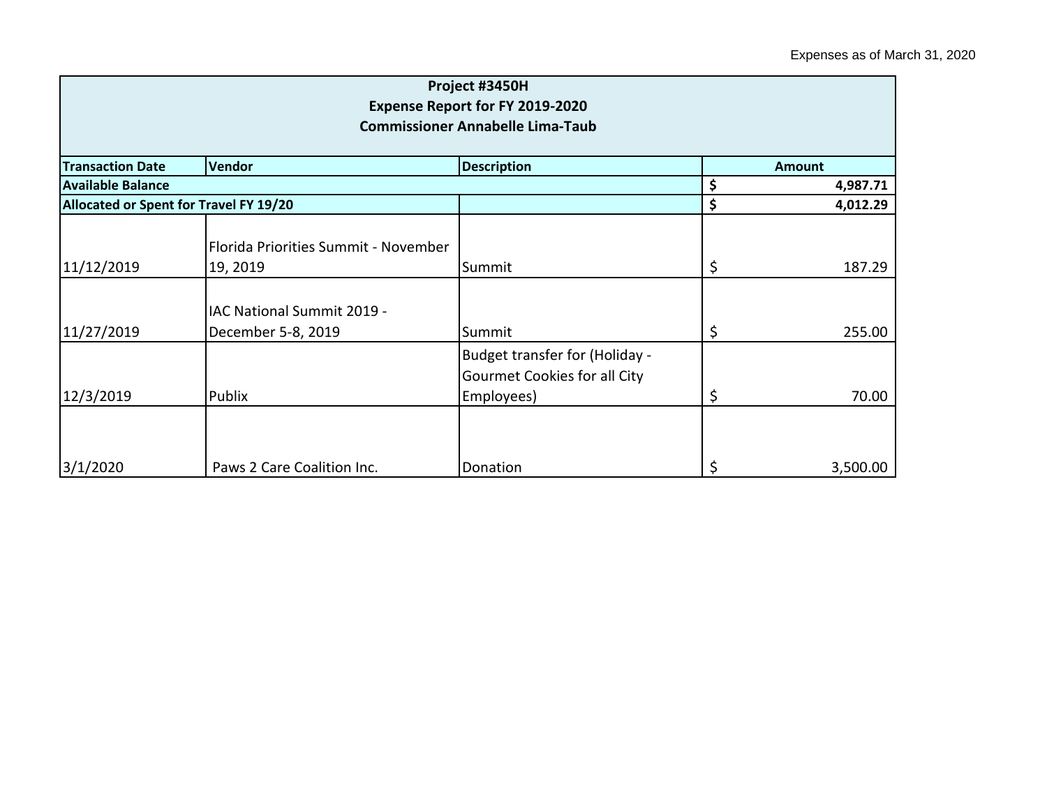Expenses as of March 31, 2020

| Project #3450H<br>Expense Report for FY 2019-2020<br>Commissioner Annabelle Lima-Taub | | | |
|---|---|---|---|
| **Transaction Date** | **Vendor** | **Description** | **Amount** |
| **Available Balance** | | | **$ 4,987.71** |
| **Allocated or Spent for Travel FY 19/20** | | | **$ 4,012.29** |
| 11/12/2019 | Florida Priorities Summit - November 19, 2019 | Summit | $ 187.29 |
| 11/27/2019 | IAC National Summit 2019 - December 5-8, 2019 | Summit | $ 255.00 |
| 12/3/2019 | Publix | Budget transfer for (Holiday - Gourmet Cookies for all City Employees) | $ 70.00 |
| 3/1/2020 | Paws 2 Care Coalition Inc. | Donation | $ 3,500.00 |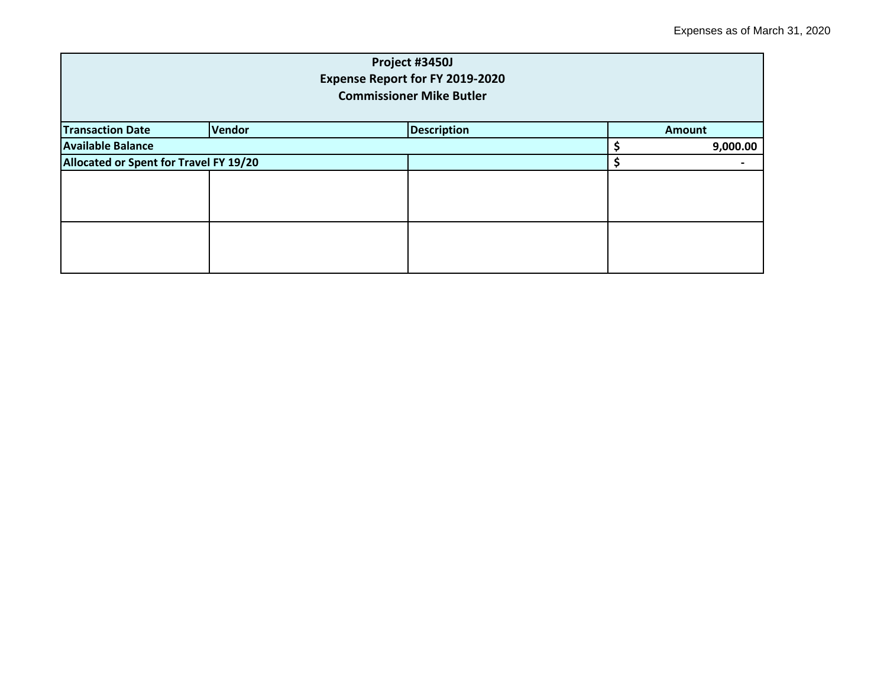Expenses as of March 31, 2020

| Project #3450J<br>Expense Report for FY 2019-2020<br>Commissioner Mike Butler | | | |
|---|---|---|---|
| **Transaction Date** | **Vendor** | **Description** | **Amount** |
| **Available Balance** | | | **$ 9,000.00** |
| **Allocated or Spent for Travel FY 19/20** | | | **$ -** |
| | | | |
| | | | |